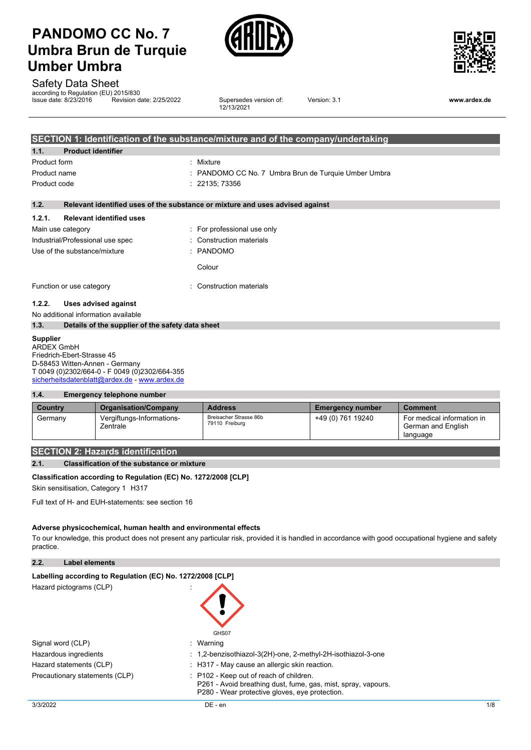# PANDOMO CC No. 7 Umbra Brun de Turquie Umber Umbra

Safety Data Sheet

according to Regulation (EU) 2015/830

Issue date: 8/23/2016 Revision date: 2/25/2022 Supersedes version of: 12/13/2021 Version: 3.1 www.ardex.de

## SECTION 1: Identification of the substance/mixture and of the company/undertaking

### 1.1. Product identifier

| | |
|---|---|
| Product form | : Mixture |
| Product name | : PANDOMO CC No. 7 Umbra Brun de Turquie Umber Umbra |
| Product code | : 22135; 73356 |

### 1.2. Relevant identified uses of the substance or mixture and uses advised against

#### 1.2.1. Relevant identified uses

| | |
|---|---|
| Main use category | : For professional use only |
| Industrial/Professional use spec | : Construction materials |
| Use of the substance/mixture | : PANDOMO<br>Colour |
| Function or use category | : Construction materials |

#### 1.2.2. Uses advised against

No additional information available

### 1.3. Details of the supplier of the safety data sheet

**Supplier**
ARDEX GmbH
Friedrich-Ebert-Strasse 45
D-58453 Witten-Annen - Germany
T 0049 (0)2302/664-0 - F 0049 (0)2302/664-355
sicherheitsdatenblatt@ardex.de - www.ardex.de

### 1.4. Emergency telephone number

| Country | Organisation/Company | Address | Emergency number | Comment |
|---|---|---|---|---|
| Germany | Vergiftungs-Informations-Zentrale | Breisacher Strasse 86b 79110 Freiburg | +49 (0) 761 19240 | For medical information in German and English language |

## SECTION 2: Hazards identification

### 2.1. Classification of the substance or mixture

**Classification according to Regulation (EC) No. 1272/2008 [CLP]**

Skin sensitisation, Category 1 H317

Full text of H- and EUH-statements: see section 16

**Adverse physicochemical, human health and environmental effects**

To our knowledge, this product does not present any particular risk, provided it is handled in accordance with good occupational hygiene and safety practice.

### 2.2. Label elements

**Labelling according to Regulation (EC) No. 1272/2008 [CLP]**

| | |
|---|---|
| Hazard pictograms (CLP) | : GHS07 |
| Signal word (CLP) | : Warning |
| Hazardous ingredients | : 1,2-benzisothiazol-3(2H)-one, 2-methyl-2H-isothiazol-3-one |
| Hazard statements (CLP) | : H317 - May cause an allergic skin reaction. |
| Precautionary statements (CLP) | : P102 - Keep out of reach of children.<br>P261 - Avoid breathing dust, fume, gas, mist, spray, vapours.<br>P280 - Wear protective gloves, eye protection. |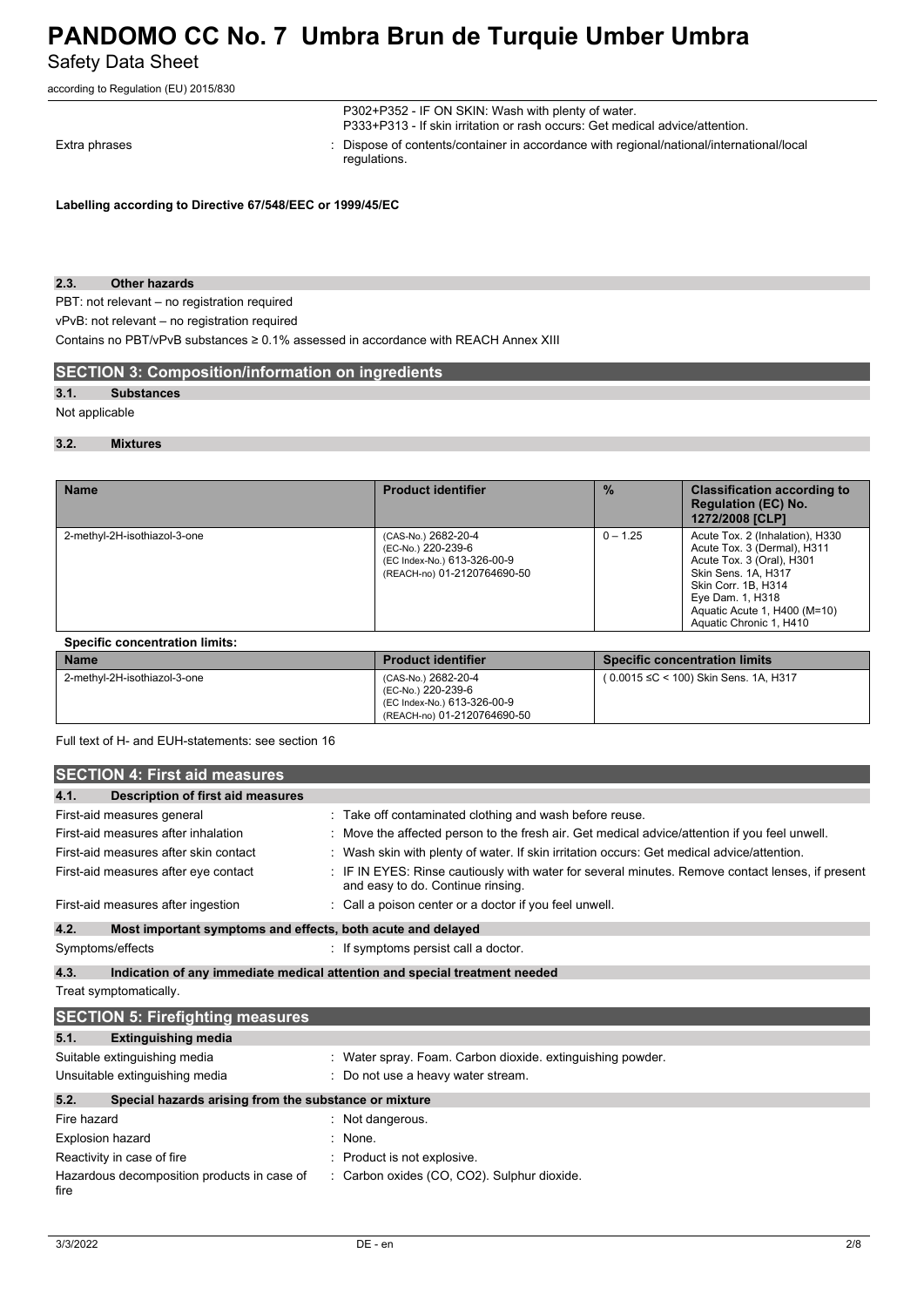P302+P352 - IF ON SKIN: Wash with plenty of water.
P333+P313 - If skin irritation or rash occurs: Get medical advice/attention.

Extra phrases : Dispose of contents/container in accordance with regional/national/international/local regulations.

**Labelling according to Directive 67/548/EEC or 1999/45/EC**

### 2.3. Other hazards

PBT: not relevant – no registration required

vPvB: not relevant – no registration required

Contains no PBT/vPvB substances ≥ 0.1% assessed in accordance with REACH Annex XIII

## SECTION 3: Composition/information on ingredients

### 3.1. Substances

Not applicable

### 3.2. Mixtures

| Name | Product identifier | % | Classification according to Regulation (EC) No. 1272/2008 [CLP] |
|---|---|---|---|
| 2-methyl-2H-isothiazol-3-one | (CAS-No.) 2682-20-4<br>(EC-No.) 220-239-6<br>(EC Index-No.) 613-326-00-9<br>(REACH-no) 01-2120764690-50 | 0 – 1.25 | Acute Tox. 2 (Inhalation), H330<br>Acute Tox. 3 (Dermal), H311<br>Acute Tox. 3 (Oral), H301<br>Skin Sens. 1A, H317<br>Skin Corr. 1B, H314<br>Eye Dam. 1, H318<br>Aquatic Acute 1, H400 (M=10)<br>Aquatic Chronic 1, H410 |

**Specific concentration limits:**

| Name | Product identifier | Specific concentration limits |
|---|---|---|
| 2-methyl-2H-isothiazol-3-one | (CAS-No.) 2682-20-4<br>(EC-No.) 220-239-6<br>(EC Index-No.) 613-326-00-9<br>(REACH-no) 01-2120764690-50 | ( 0.0015 ≤C < 100) Skin Sens. 1A, H317 |

Full text of H- and EUH-statements: see section 16

## SECTION 4: First aid measures

### 4.1. Description of first aid measures

First-aid measures general : Take off contaminated clothing and wash before reuse.

First-aid measures after inhalation : Move the affected person to the fresh air. Get medical advice/attention if you feel unwell.

First-aid measures after skin contact : Wash skin with plenty of water. If skin irritation occurs: Get medical advice/attention.

First-aid measures after eye contact : IF IN EYES: Rinse cautiously with water for several minutes. Remove contact lenses, if present and easy to do. Continue rinsing.

First-aid measures after ingestion : Call a poison center or a doctor if you feel unwell.

### 4.2. Most important symptoms and effects, both acute and delayed

Symptoms/effects : If symptoms persist call a doctor.

### 4.3. Indication of any immediate medical attention and special treatment needed

Treat symptomatically.

## SECTION 5: Firefighting measures

### 5.1. Extinguishing media

Suitable extinguishing media : Water spray. Foam. Carbon dioxide. extinguishing powder.

Unsuitable extinguishing media : Do not use a heavy water stream.

### 5.2. Special hazards arising from the substance or mixture

Fire hazard : Not dangerous.

Explosion hazard : None.

Reactivity in case of fire : Product is not explosive.

Hazardous decomposition products in case of fire : Carbon oxides (CO, $CO_2$). Sulphur dioxide.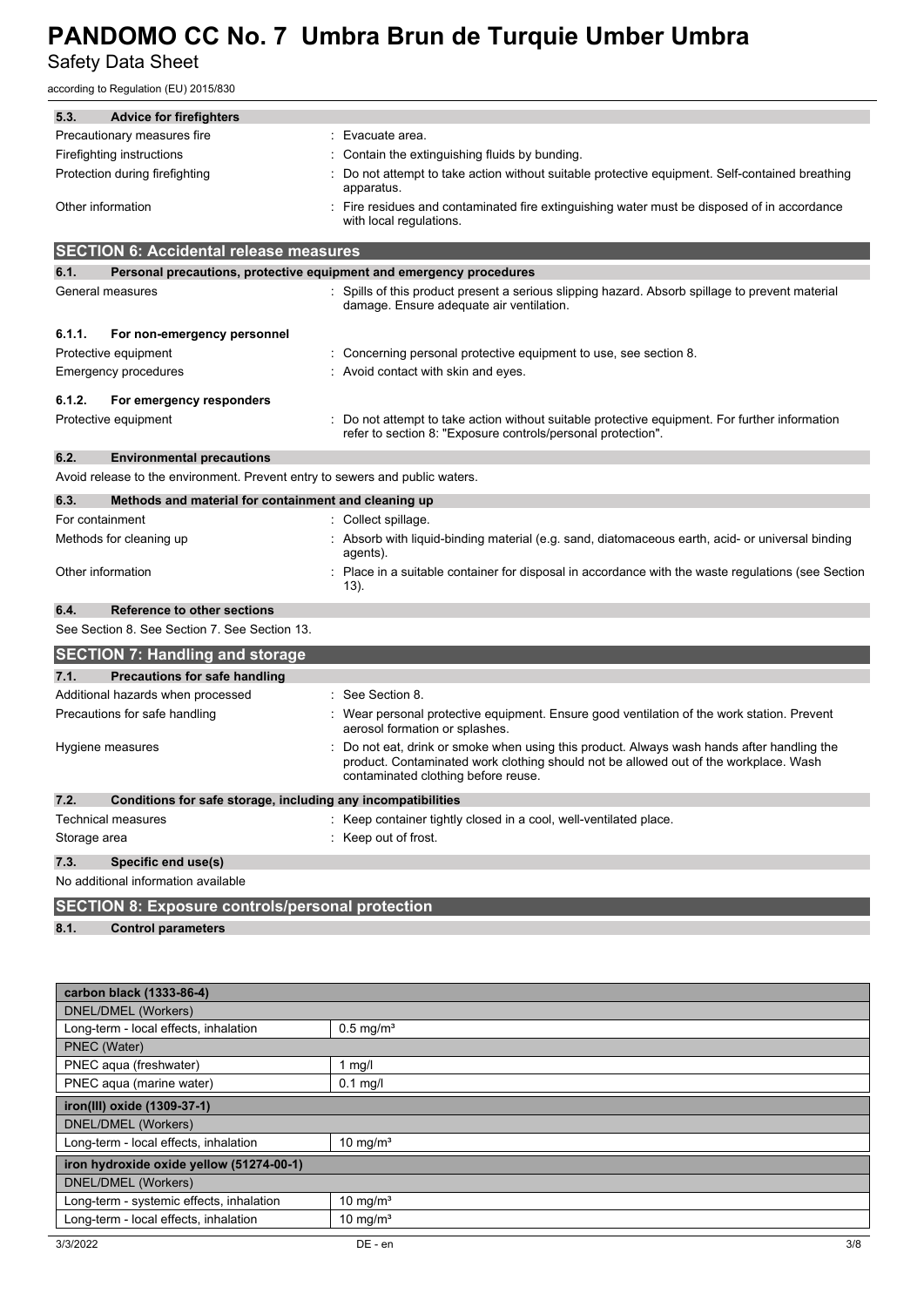### 5.3. Advice for firefighters

| | |
|---|---|
| Precautionary measures fire | : Evacuate area. |
| Firefighting instructions | : Contain the extinguishing fluids by bunding. |
| Protection during firefighting | : Do not attempt to take action without suitable protective equipment. Self-contained breathing apparatus. |
| Other information | : Fire residues and contaminated fire extinguishing water must be disposed of in accordance with local regulations. |

## SECTION 6: Accidental release measures

### 6.1. Personal precautions, protective equipment and emergency procedures

| | |
|---|---|
| General measures | : Spills of this product present a serious slipping hazard. Absorb spillage to prevent material damage. Ensure adequate air ventilation. |

#### 6.1.1. For non-emergency personnel

| | |
|---|---|
| Protective equipment | : Concerning personal protective equipment to use, see section 8. |
| Emergency procedures | : Avoid contact with skin and eyes. |

#### 6.1.2. For emergency responders

| | |
|---|---|
| Protective equipment | : Do not attempt to take action without suitable protective equipment. For further information refer to section 8: "Exposure controls/personal protection". |

### 6.2. Environmental precautions

Avoid release to the environment. Prevent entry to sewers and public waters.

### 6.3. Methods and material for containment and cleaning up

| | |
|---|---|
| For containment | : Collect spillage. |
| Methods for cleaning up | : Absorb with liquid-binding material (e.g. sand, diatomaceous earth, acid- or universal binding agents). |
| Other information | : Place in a suitable container for disposal in accordance with the waste regulations (see Section 13). |

### 6.4. Reference to other sections

See Section 8. See Section 7. See Section 13.

## SECTION 7: Handling and storage

### 7.1. Precautions for safe handling

| | |
|---|---|
| Additional hazards when processed | : See Section 8. |
| Precautions for safe handling | : Wear personal protective equipment. Ensure good ventilation of the work station. Prevent aerosol formation or splashes. |
| Hygiene measures | : Do not eat, drink or smoke when using this product. Always wash hands after handling the product. Contaminated work clothing should not be allowed out of the workplace. Wash contaminated clothing before reuse. |

### 7.2. Conditions for safe storage, including any incompatibilities

| | |
|---|---|
| Technical measures | : Keep container tightly closed in a cool, well-ventilated place. |
| Storage area | : Keep out of frost. |

### 7.3. Specific end use(s)

No additional information available

## SECTION 8: Exposure controls/personal protection

### 8.1. Control parameters

| | |
|---|---|
| **carbon black (1333-86-4)** | |
| DNEL/DMEL (Workers) | |
| Long-term - local effects, inhalation | 0.5 mg/m³ |
| PNEC (Water) | |
| PNEC aqua (freshwater) | 1 mg/l |
| PNEC aqua (marine water) | 0.1 mg/l |
| **iron(III) oxide (1309-37-1)** | |
| DNEL/DMEL (Workers) | |
| Long-term - local effects, inhalation | 10 mg/m³ |
| **iron hydroxide oxide yellow (51274-00-1)** | |
| DNEL/DMEL (Workers) | |
| Long-term - systemic effects, inhalation | 10 mg/m³ |
| Long-term - local effects, inhalation | 10 mg/m³ |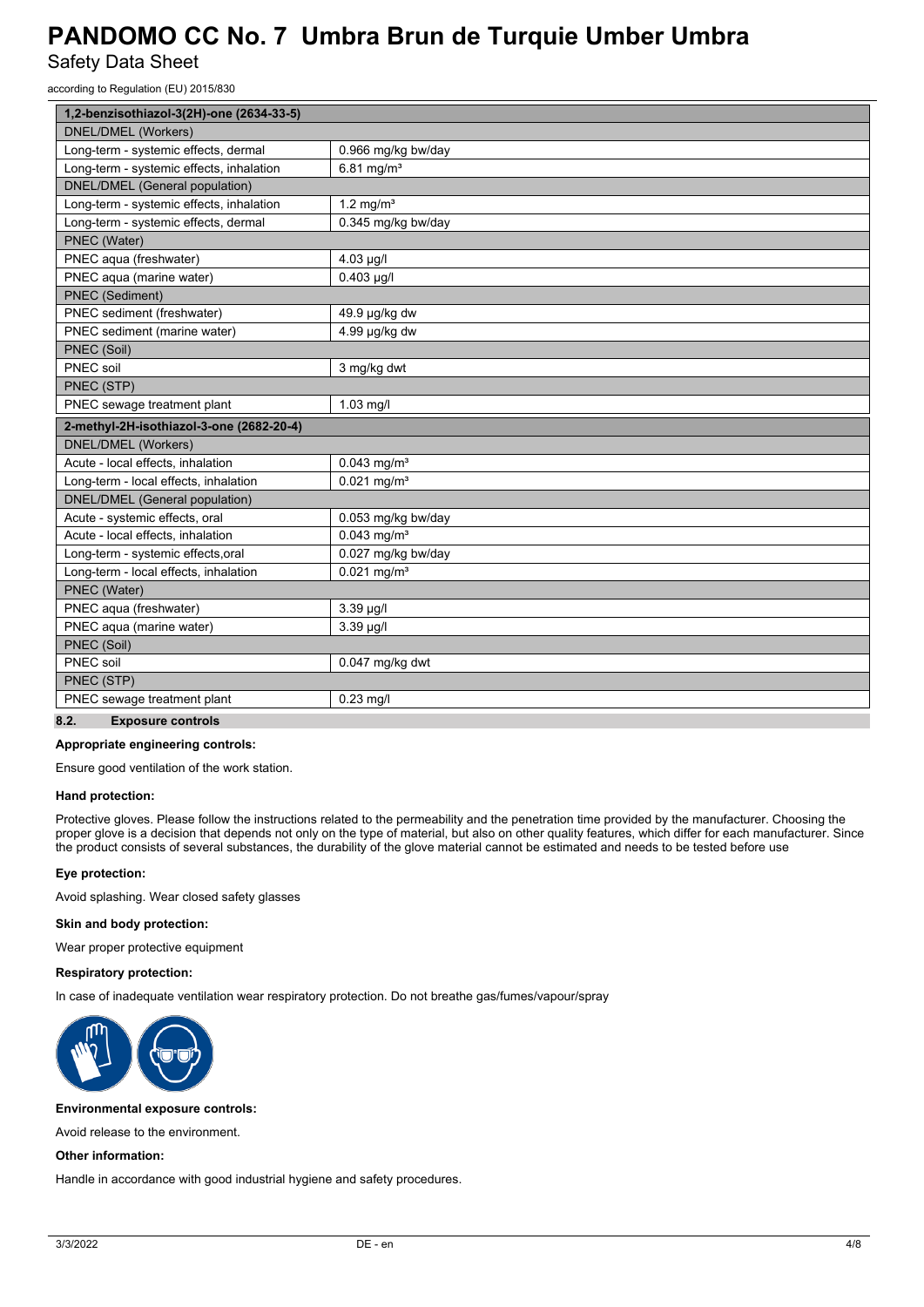| 1,2-benzisothiazol-3(2H)-one (2634-33-5) | |
|---|---|
| DNEL/DMEL (Workers) | |
| Long-term - systemic effects, dermal | 0.966 mg/kg bw/day |
| Long-term - systemic effects, inhalation | 6.81 mg/m³ |
| DNEL/DMEL (General population) | |
| Long-term - systemic effects, inhalation | 1.2 mg/m³ |
| Long-term - systemic effects, dermal | 0.345 mg/kg bw/day |
| PNEC (Water) | |
| PNEC aqua (freshwater) | 4.03 µg/l |
| PNEC aqua (marine water) | 0.403 µg/l |
| PNEC (Sediment) | |
| PNEC sediment (freshwater) | 49.9 µg/kg dw |
| PNEC sediment (marine water) | 4.99 µg/kg dw |
| PNEC (Soil) | |
| PNEC soil | 3 mg/kg dwt |
| PNEC (STP) | |
| PNEC sewage treatment plant | 1.03 mg/l |

| 2-methyl-2H-isothiazol-3-one (2682-20-4) | |
|---|---|
| DNEL/DMEL (Workers) | |
| Acute - local effects, inhalation | 0.043 mg/m³ |
| Long-term - local effects, inhalation | 0.021 mg/m³ |
| DNEL/DMEL (General population) | |
| Acute - systemic effects, oral | 0.053 mg/kg bw/day |
| Acute - local effects, inhalation | 0.043 mg/m³ |
| Long-term - systemic effects,oral | 0.027 mg/kg bw/day |
| Long-term - local effects, inhalation | 0.021 mg/m³ |
| PNEC (Water) | |
| PNEC aqua (freshwater) | 3.39 µg/l |
| PNEC aqua (marine water) | 3.39 µg/l |
| PNEC (Soil) | |
| PNEC soil | 0.047 mg/kg dwt |
| PNEC (STP) | |
| PNEC sewage treatment plant | 0.23 mg/l |

## 8.2. Exposure controls

**Appropriate engineering controls:**

Ensure good ventilation of the work station.

**Hand protection:**

Protective gloves. Please follow the instructions related to the permeability and the penetration time provided by the manufacturer. Choosing the proper glove is a decision that depends not only on the type of material, but also on other quality features, which differ for each manufacturer. Since the product consists of several substances, the durability of the glove material cannot be estimated and needs to be tested before use

**Eye protection:**

Avoid splashing. Wear closed safety glasses

**Skin and body protection:**

Wear proper protective equipment

**Respiratory protection:**

In case of inadequate ventilation wear respiratory protection. Do not breathe gas/fumes/vapour/spray

**Environmental exposure controls:**

Avoid release to the environment.

**Other information:**

Handle in accordance with good industrial hygiene and safety procedures.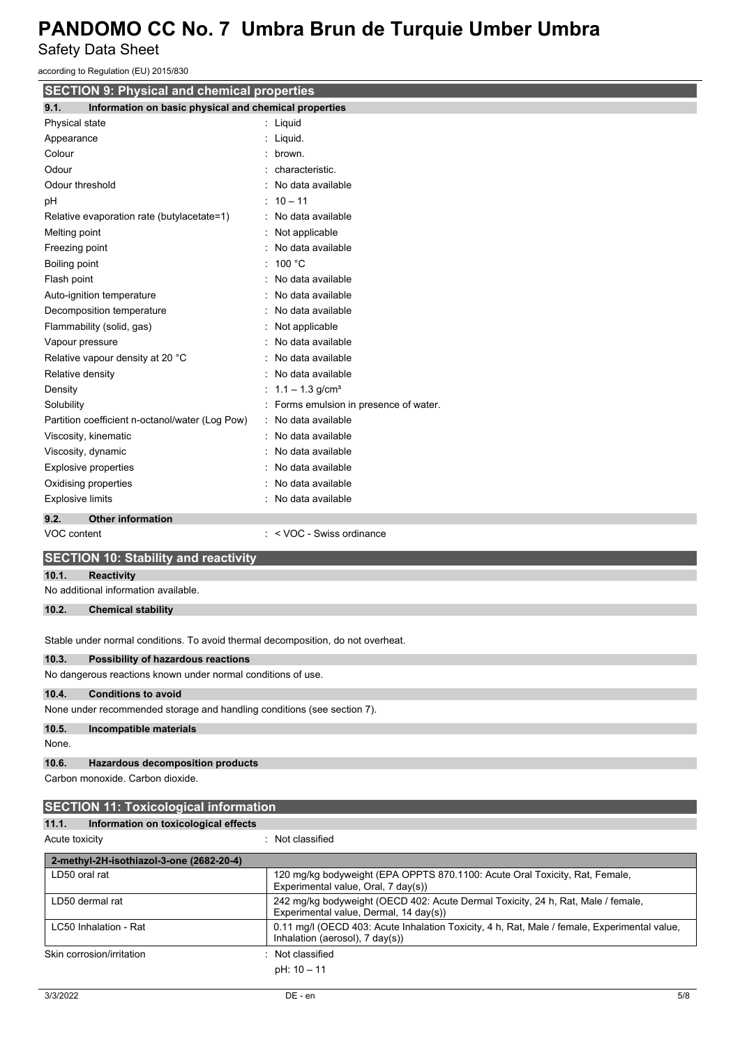## SECTION 9: Physical and chemical properties

### 9.1. Information on basic physical and chemical properties

| | |
|---|---|
| Physical state | : Liquid |
| Appearance | : Liquid. |
| Colour | : brown. |
| Odour | : characteristic. |
| Odour threshold | : No data available |
| pH | : 10 – 11 |
| Relative evaporation rate (butylacetate=1) | : No data available |
| Melting point | : Not applicable |
| Freezing point | : No data available |
| Boiling point | : 100 °C |
| Flash point | : No data available |
| Auto-ignition temperature | : No data available |
| Decomposition temperature | : No data available |
| Flammability (solid, gas) | : Not applicable |
| Vapour pressure | : No data available |
| Relative vapour density at 20 °C | : No data available |
| Relative density | : No data available |
| Density | : 1.1 – 1.3 g/cm³ |
| Solubility | : Forms emulsion in presence of water. |
| Partition coefficient n-octanol/water (Log Pow) | : No data available |
| Viscosity, kinematic | : No data available |
| Viscosity, dynamic | : No data available |
| Explosive properties | : No data available |
| Oxidising properties | : No data available |
| Explosive limits | : No data available |

### 9.2. Other information

| | |
|---|---|
| VOC content | : < VOC - Swiss ordinance |

## SECTION 10: Stability and reactivity

### 10.1. Reactivity

No additional information available.

### 10.2. Chemical stability

Stable under normal conditions. To avoid thermal decomposition, do not overheat.

### 10.3. Possibility of hazardous reactions

No dangerous reactions known under normal conditions of use.

### 10.4. Conditions to avoid

None under recommended storage and handling conditions (see section 7).

### 10.5. Incompatible materials

None.

### 10.6. Hazardous decomposition products

Carbon monoxide. Carbon dioxide.

## SECTION 11: Toxicological information

### 11.1. Information on toxicological effects

| | |
|---|---|
| Acute toxicity | : Not classified |

| 2-methyl-2H-isothiazol-3-one (2682-20-4) | |
|---|---|
| LD50 oral rat | 120 mg/kg bodyweight (EPA OPPTS 870.1100: Acute Oral Toxicity, Rat, Female, Experimental value, Oral, 7 day(s)) |
| LD50 dermal rat | 242 mg/kg bodyweight (OECD 402: Acute Dermal Toxicity, 24 h, Rat, Male / female, Experimental value, Dermal, 14 day(s)) |
| LC50 Inhalation - Rat | 0.11 mg/l (OECD 403: Acute Inhalation Toxicity, 4 h, Rat, Male / female, Experimental value, Inhalation (aerosol), 7 day(s)) |

| | |
|---|---|
| Skin corrosion/irritation | : Not classified<br>pH: 10 – 11 |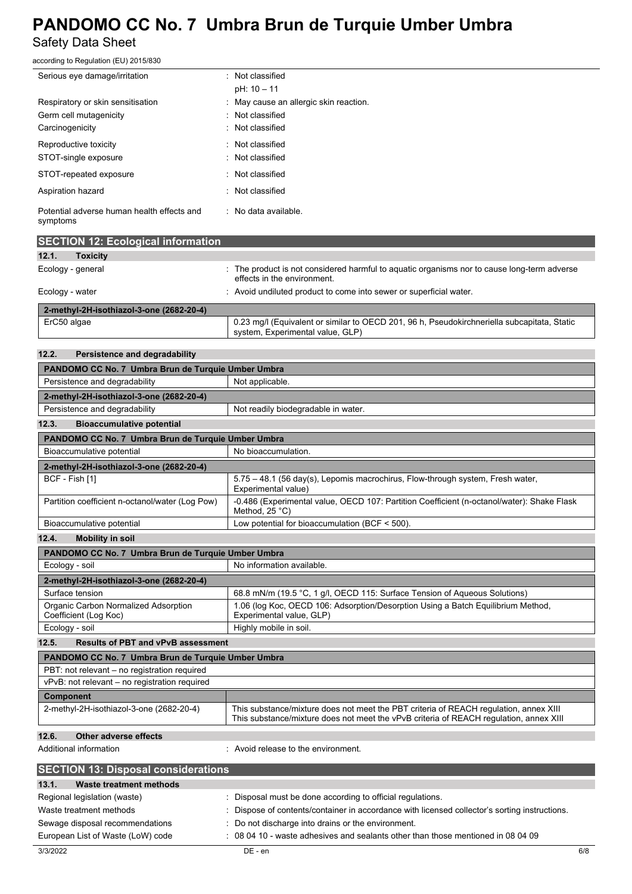| | |
|---|---|
| Serious eye damage/irritation | : Not classified<br>pH: 10 – 11 |
| Respiratory or skin sensitisation | : May cause an allergic skin reaction. |
| Germ cell mutagenicity | : Not classified |
| Carcinogenicity | : Not classified |
| Reproductive toxicity | : Not classified |
| STOT-single exposure | : Not classified |
| STOT-repeated exposure | : Not classified |
| Aspiration hazard | : Not classified |
| Potential adverse human health effects and symptoms | : No data available. |

## SECTION 12: Ecological information

### 12.1. Toxicity

| | |
|---|---|
| Ecology - general | : The product is not considered harmful to aquatic organisms nor to cause long-term adverse effects in the environment. |
| Ecology - water | : Avoid undiluted product to come into sewer or superficial water. |

| 2-methyl-2H-isothiazol-3-one (2682-20-4) | |
|---|---|
| ErC50 algae | 0.23 mg/l (Equivalent or similar to OECD 201, 96 h, Pseudokirchneriella subcapitata, Static system, Experimental value, GLP) |

### 12.2. Persistence and degradability

| PANDOMO CC No. 7 Umbra Brun de Turquie Umber Umbra | |
|---|---|
| Persistence and degradability | Not applicable. |
| **2-methyl-2H-isothiazol-3-one (2682-20-4)** | |
| Persistence and degradability | Not readily biodegradable in water. |

### 12.3. Bioaccumulative potential

| PANDOMO CC No. 7 Umbra Brun de Turquie Umber Umbra | |
|---|---|
| Bioaccumulative potential | No bioaccumulation. |
| **2-methyl-2H-isothiazol-3-one (2682-20-4)** | |
| BCF - Fish [1] | 5.75 – 48.1 (56 day(s), Lepomis macrochirus, Flow-through system, Fresh water, Experimental value) |
| Partition coefficient n-octanol/water (Log Pow) | -0.486 (Experimental value, OECD 107: Partition Coefficient (n-octanol/water): Shake Flask Method, 25 °C) |
| Bioaccumulative potential | Low potential for bioaccumulation (BCF < 500). |

### 12.4. Mobility in soil

| PANDOMO CC No. 7 Umbra Brun de Turquie Umber Umbra | |
|---|---|
| Ecology - soil | No information available. |
| **2-methyl-2H-isothiazol-3-one (2682-20-4)** | |
| Surface tension | 68.8 mN/m (19.5 °C, 1 g/l, OECD 115: Surface Tension of Aqueous Solutions) |
| Organic Carbon Normalized Adsorption Coefficient (Log Koc) | 1.06 (log Koc, OECD 106: Adsorption/Desorption Using a Batch Equilibrium Method, Experimental value, GLP) |
| Ecology - soil | Highly mobile in soil. |

### 12.5. Results of PBT and vPvB assessment

| PANDOMO CC No. 7 Umbra Brun de Turquie Umber Umbra | |
|---|---|
| PBT: not relevant – no registration required | |
| vPvB: not relevant – no registration required | |
| **Component** | |
| 2-methyl-2H-isothiazol-3-one (2682-20-4) | This substance/mixture does not meet the PBT criteria of REACH regulation, annex XIII<br>This substance/mixture does not meet the vPvB criteria of REACH regulation, annex XIII |

### 12.6. Other adverse effects

| | |
|---|---|
| Additional information | : Avoid release to the environment. |

## SECTION 13: Disposal considerations

### 13.1. Waste treatment methods

| | |
|---|---|
| Regional legislation (waste) | : Disposal must be done according to official regulations. |
| Waste treatment methods | : Dispose of contents/container in accordance with licensed collector's sorting instructions. |
| Sewage disposal recommendations | : Do not discharge into drains or the environment. |
| European List of Waste (LoW) code | : 08 04 10 - waste adhesives and sealants other than those mentioned in 08 04 09 |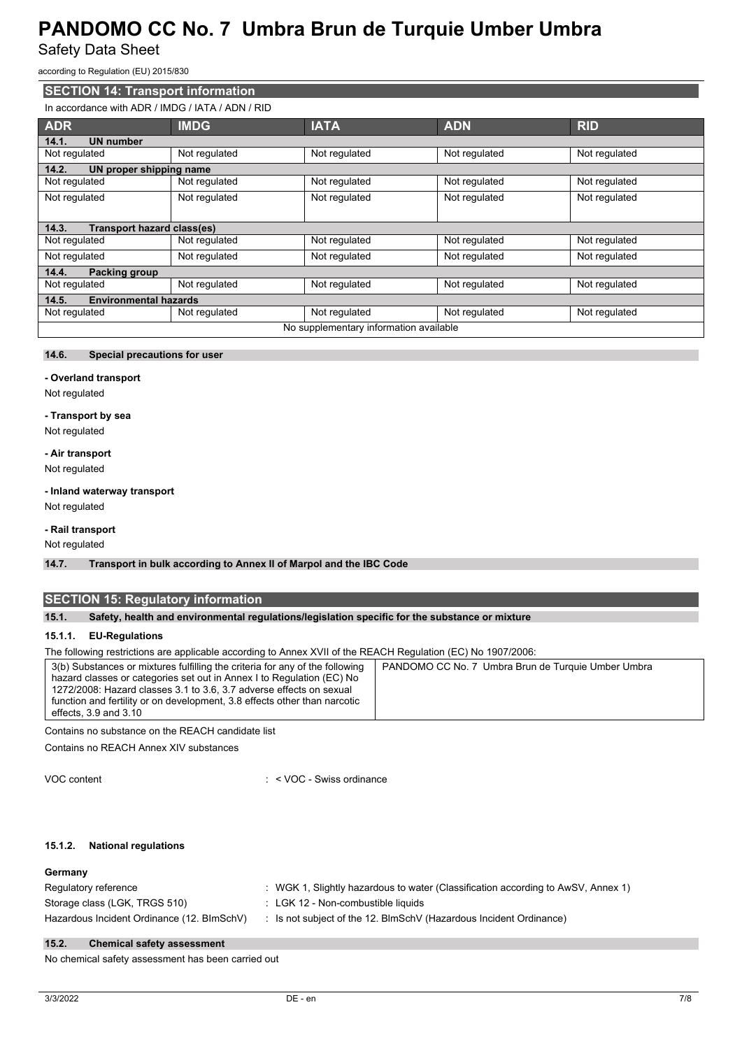## SECTION 14: Transport information

In accordance with ADR / IMDG / IATA / ADN / RID

| ADR | IMDG | IATA | ADN | RID |
|---|---|---|---|---|
| **14.1. UN number** | | | | |
| Not regulated | Not regulated | Not regulated | Not regulated | Not regulated |
| **14.2. UN proper shipping name** | | | | |
| Not regulated | Not regulated | Not regulated | Not regulated | Not regulated |
| Not regulated | Not regulated | Not regulated | Not regulated | Not regulated |
| **14.3. Transport hazard class(es)** | | | | |
| Not regulated | Not regulated | Not regulated | Not regulated | Not regulated |
| Not regulated | Not regulated | Not regulated | Not regulated | Not regulated |
| **14.4. Packing group** | | | | |
| Not regulated | Not regulated | Not regulated | Not regulated | Not regulated |
| **14.5. Environmental hazards** | | | | |
| Not regulated | Not regulated | Not regulated | Not regulated | Not regulated |
| No supplementary information available | | | | |

### 14.6. Special precautions for user

**- Overland transport**

Not regulated

**- Transport by sea**

Not regulated

**- Air transport**

Not regulated

**- Inland waterway transport**

Not regulated

**- Rail transport**

Not regulated

### 14.7. Transport in bulk according to Annex II of Marpol and the IBC Code

## SECTION 15: Regulatory information

### 15.1. Safety, health and environmental regulations/legislation specific for the substance or mixture

#### 15.1.1. EU-Regulations

The following restrictions are applicable according to Annex XVII of the REACH Regulation (EC) No 1907/2006:

| | |
|---|---|
| 3(b) Substances or mixtures fulfilling the criteria for any of the following hazard classes or categories set out in Annex I to Regulation (EC) No 1272/2008: Hazard classes 3.1 to 3.6, 3.7 adverse effects on sexual function and fertility or on development, 3.8 effects other than narcotic effects, 3.9 and 3.10 | PANDOMO CC No. 7 Umbra Brun de Turquie Umber Umbra |

Contains no substance on the REACH candidate list

Contains no REACH Annex XIV substances

VOC content : < VOC - Swiss ordinance

#### 15.1.2. National regulations

**Germany**

Regulatory reference : WGK 1, Slightly hazardous to water (Classification according to AwSV, Annex 1)

Storage class (LGK, TRGS 510) : LGK 12 - Non-combustible liquids

Hazardous Incident Ordinance (12. BImSchV) : Is not subject of the 12. BImSchV (Hazardous Incident Ordinance)

### 15.2. Chemical safety assessment

No chemical safety assessment has been carried out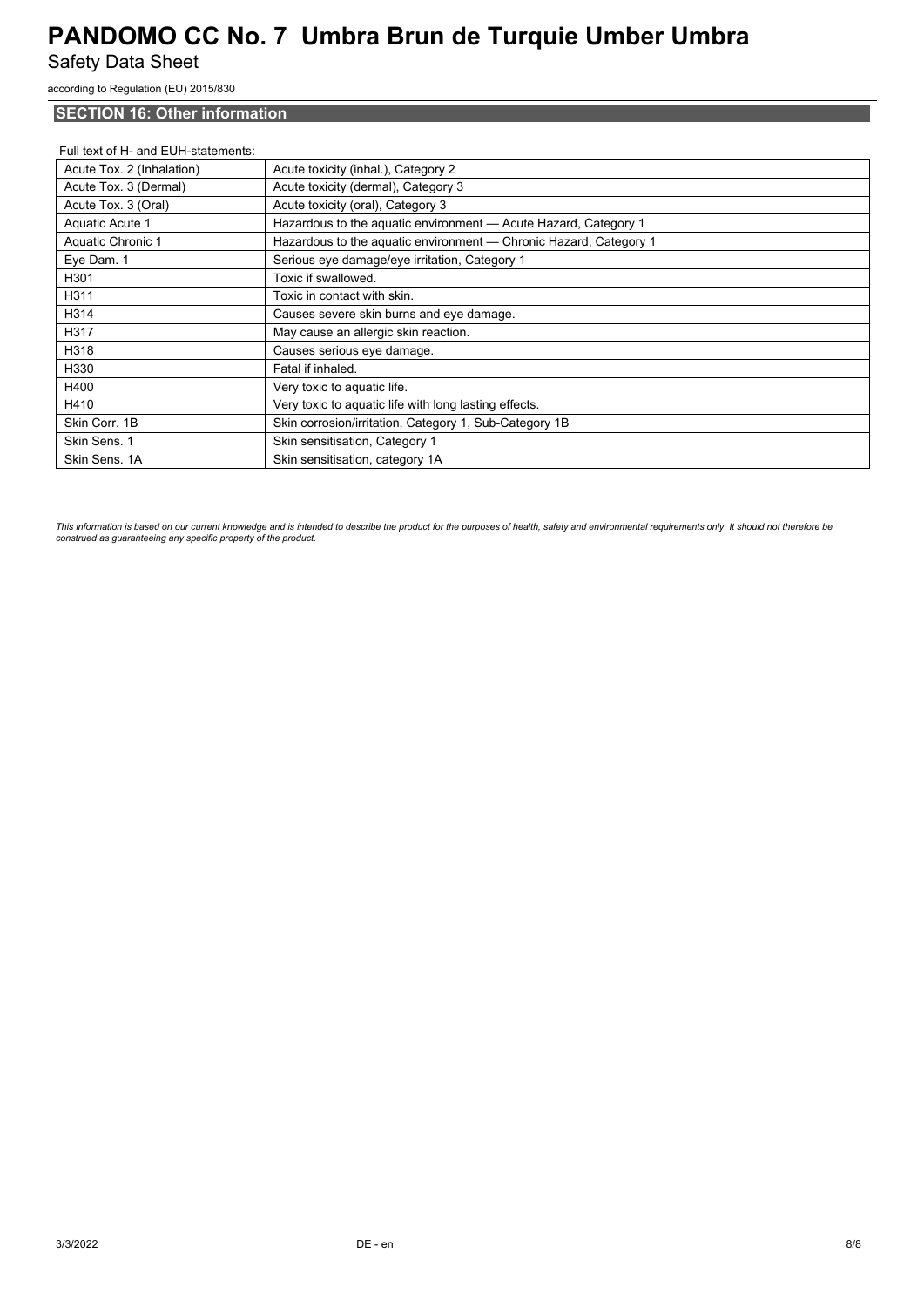## SECTION 16: Other information

Full text of H- and EUH-statements:

| | |
|---|---|
| Acute Tox. 2 (Inhalation) | Acute toxicity (inhal.), Category 2 |
| Acute Tox. 3 (Dermal) | Acute toxicity (dermal), Category 3 |
| Acute Tox. 3 (Oral) | Acute toxicity (oral), Category 3 |
| Aquatic Acute 1 | Hazardous to the aquatic environment — Acute Hazard, Category 1 |
| Aquatic Chronic 1 | Hazardous to the aquatic environment — Chronic Hazard, Category 1 |
| Eye Dam. 1 | Serious eye damage/eye irritation, Category 1 |
| H301 | Toxic if swallowed. |
| H311 | Toxic in contact with skin. |
| H314 | Causes severe skin burns and eye damage. |
| H317 | May cause an allergic skin reaction. |
| H318 | Causes serious eye damage. |
| H330 | Fatal if inhaled. |
| H400 | Very toxic to aquatic life. |
| H410 | Very toxic to aquatic life with long lasting effects. |
| Skin Corr. 1B | Skin corrosion/irritation, Category 1, Sub-Category 1B |
| Skin Sens. 1 | Skin sensitisation, Category 1 |
| Skin Sens. 1A | Skin sensitisation, category 1A |

*This information is based on our current knowledge and is intended to describe the product for the purposes of health, safety and environmental requirements only. It should not therefore be construed as guaranteeing any specific property of the product.*